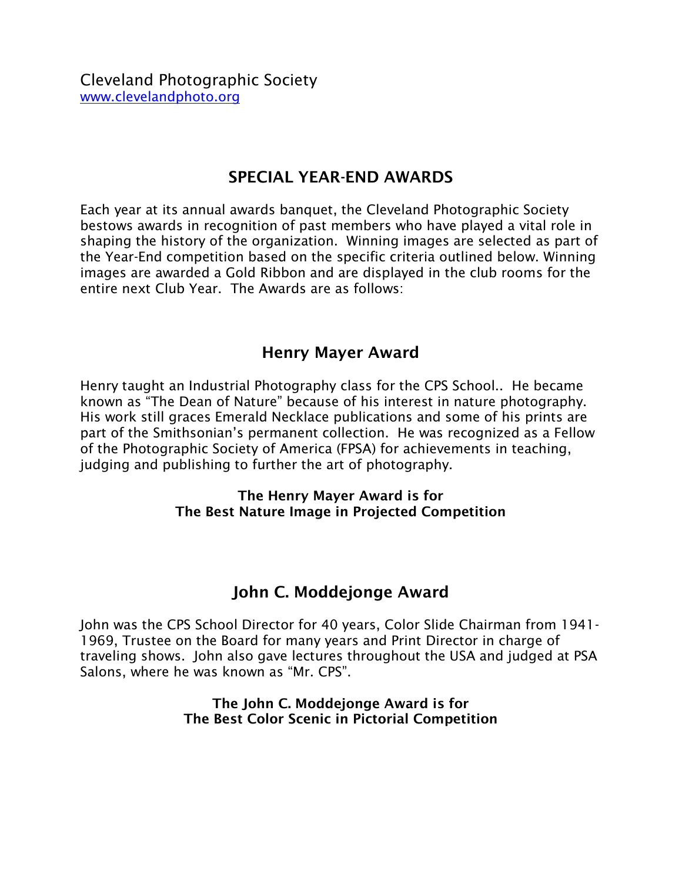Cleveland Photographic Society
[www.clevelandphoto.org](http://www.clevelandphoto.org)

## SPECIAL YEAR-END AWARDS

Each year at its annual awards banquet, the Cleveland Photographic Society bestows awards in recognition of past members who have played a vital role in shaping the history of the organization. Winning images are selected as part of the Year-End competition based on the specific criteria outlined below. Winning images are awarded a Gold Ribbon and are displayed in the club rooms for the entire next Club Year. The Awards are as follows:

### Henry Mayer Award

Henry taught an Industrial Photography class for the CPS School.. He became known as "The Dean of Nature" because of his interest in nature photography. His work still graces Emerald Necklace publications and some of his prints are part of the Smithsonian's permanent collection. He was recognized as a Fellow of the Photographic Society of America (FPSA) for achievements in teaching, judging and publishing to further the art of photography.

**The Henry Mayer Award is for**
**The Best Nature Image in Projected Competition**

### John C. Moddejonge Award

John was the CPS School Director for 40 years, Color Slide Chairman from 1941-1969, Trustee on the Board for many years and Print Director in charge of traveling shows. John also gave lectures throughout the USA and judged at PSA Salons, where he was known as "Mr. CPS".

**The John C. Moddejonge Award is for**
**The Best Color Scenic in Pictorial Competition**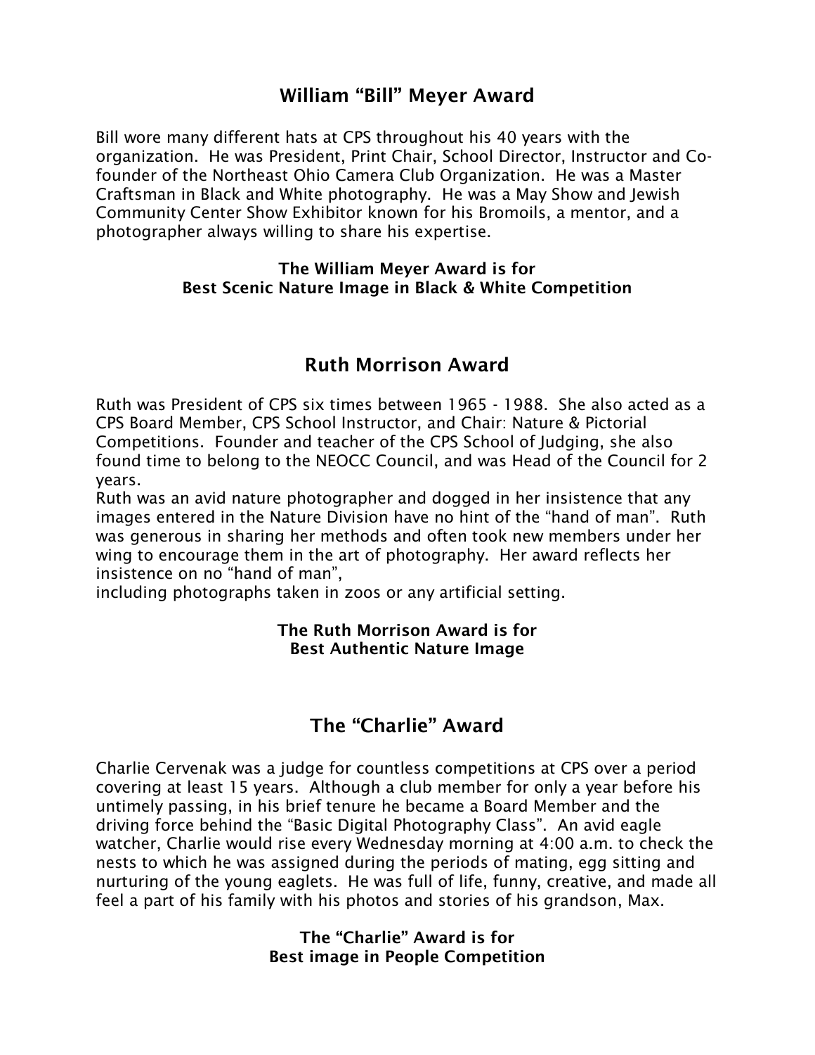## William "Bill" Meyer Award

Bill wore many different hats at CPS throughout his 40 years with the organization. He was President, Print Chair, School Director, Instructor and Co-founder of the Northeast Ohio Camera Club Organization. He was a Master Craftsman in Black and White photography. He was a May Show and Jewish Community Center Show Exhibitor known for his Bromoils, a mentor, and a photographer always willing to share his expertise.

**The William Meyer Award is for**
**Best Scenic Nature Image in Black & White Competition**

## Ruth Morrison Award

Ruth was President of CPS six times between 1965 - 1988. She also acted as a CPS Board Member, CPS School Instructor, and Chair: Nature & Pictorial Competitions. Founder and teacher of the CPS School of Judging, she also found time to belong to the NEOCC Council, and was Head of the Council for 2 years.
Ruth was an avid nature photographer and dogged in her insistence that any images entered in the Nature Division have no hint of the "hand of man". Ruth was generous in sharing her methods and often took new members under her wing to encourage them in the art of photography. Her award reflects her insistence on no "hand of man",
including photographs taken in zoos or any artificial setting.

**The Ruth Morrison Award is for**
**Best Authentic Nature Image**

## The "Charlie" Award

Charlie Cervenak was a judge for countless competitions at CPS over a period covering at least 15 years. Although a club member for only a year before his untimely passing, in his brief tenure he became a Board Member and the driving force behind the "Basic Digital Photography Class". An avid eagle watcher, Charlie would rise every Wednesday morning at 4:00 a.m. to check the nests to which he was assigned during the periods of mating, egg sitting and nurturing of the young eaglets. He was full of life, funny, creative, and made all feel a part of his family with his photos and stories of his grandson, Max.

**The "Charlie" Award is for**
**Best image in People Competition**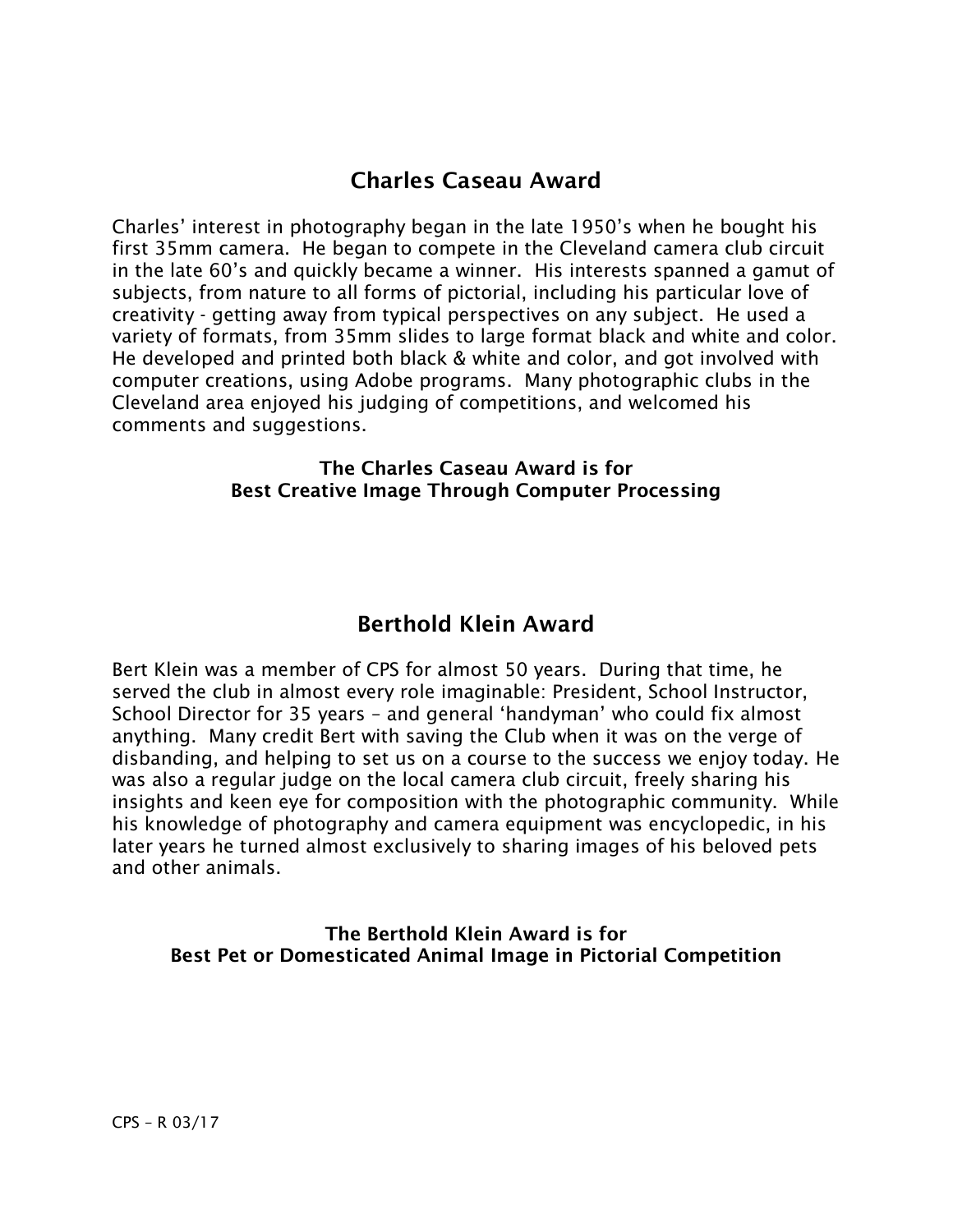## Charles Caseau Award

Charles' interest in photography began in the late 1950's when he bought his first 35mm camera. He began to compete in the Cleveland camera club circuit in the late 60's and quickly became a winner. His interests spanned a gamut of subjects, from nature to all forms of pictorial, including his particular love of creativity - getting away from typical perspectives on any subject. He used a variety of formats, from 35mm slides to large format black and white and color. He developed and printed both black & white and color, and got involved with computer creations, using Adobe programs. Many photographic clubs in the Cleveland area enjoyed his judging of competitions, and welcomed his comments and suggestions.

**The Charles Caseau Award is for**
**Best Creative Image Through Computer Processing**

## Berthold Klein Award

Bert Klein was a member of CPS for almost 50 years. During that time, he served the club in almost every role imaginable: President, School Instructor, School Director for 35 years – and general 'handyman' who could fix almost anything. Many credit Bert with saving the Club when it was on the verge of disbanding, and helping to set us on a course to the success we enjoy today. He was also a regular judge on the local camera club circuit, freely sharing his insights and keen eye for composition with the photographic community. While his knowledge of photography and camera equipment was encyclopedic, in his later years he turned almost exclusively to sharing images of his beloved pets and other animals.

**The Berthold Klein Award is for**
**Best Pet or Domesticated Animal Image in Pictorial Competition**

CPS – R 03/17